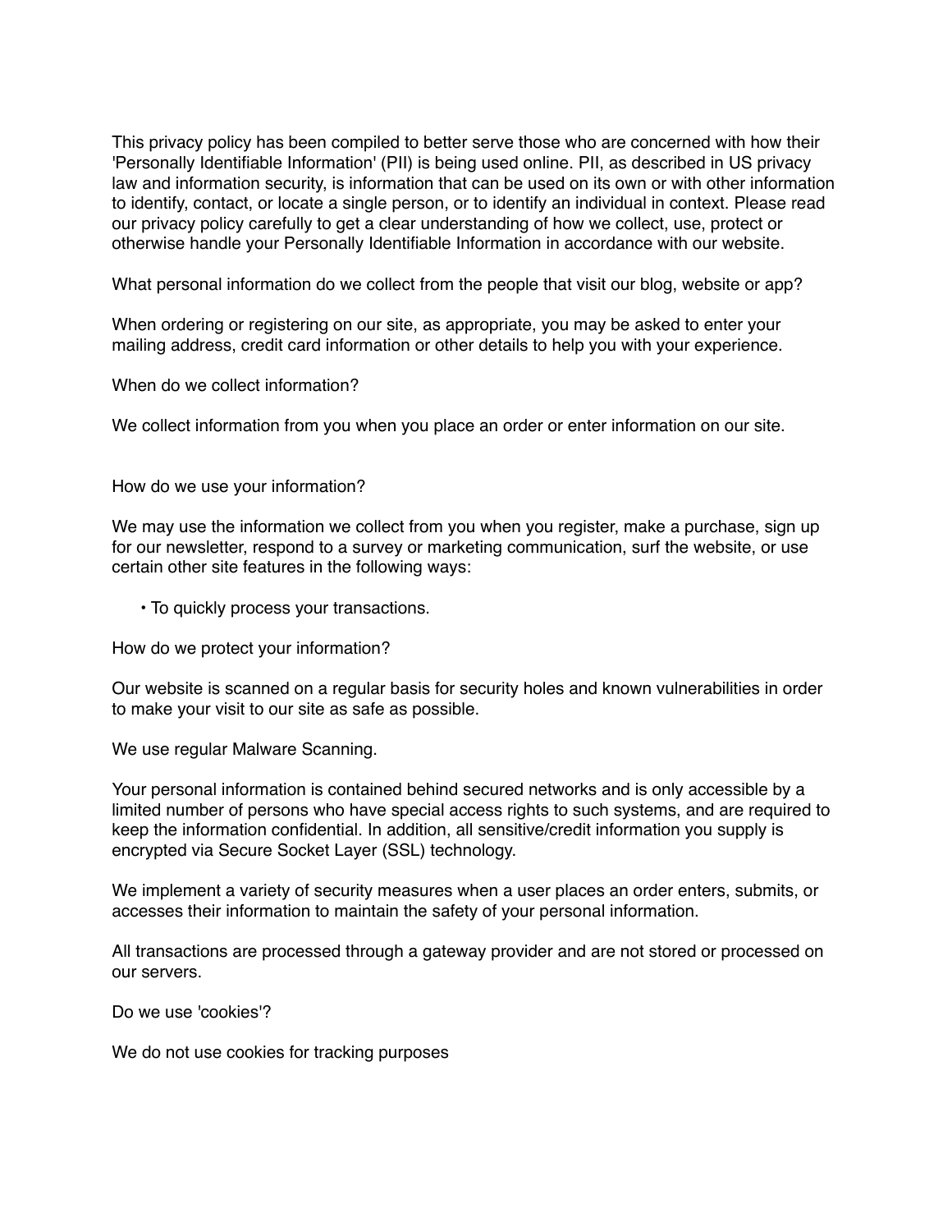This privacy policy has been compiled to better serve those who are concerned with how their 'Personally Identifiable Information' (PII) is being used online. PII, as described in US privacy law and information security, is information that can be used on its own or with other information to identify, contact, or locate a single person, or to identify an individual in context. Please read our privacy policy carefully to get a clear understanding of how we collect, use, protect or otherwise handle your Personally Identifiable Information in accordance with our website.

What personal information do we collect from the people that visit our blog, website or app?

When ordering or registering on our site, as appropriate, you may be asked to enter your mailing address, credit card information or other details to help you with your experience.

When do we collect information?

We collect information from you when you place an order or enter information on our site.

How do we use your information?

We may use the information we collect from you when you register, make a purchase, sign up for our newsletter, respond to a survey or marketing communication, surf the website, or use certain other site features in the following ways:

- To quickly process your transactions.

How do we protect your information?

Our website is scanned on a regular basis for security holes and known vulnerabilities in order to make your visit to our site as safe as possible.

We use regular Malware Scanning.

Your personal information is contained behind secured networks and is only accessible by a limited number of persons who have special access rights to such systems, and are required to keep the information confidential. In addition, all sensitive/credit information you supply is encrypted via Secure Socket Layer (SSL) technology.

We implement a variety of security measures when a user places an order enters, submits, or accesses their information to maintain the safety of your personal information.

All transactions are processed through a gateway provider and are not stored or processed on our servers.

Do we use 'cookies'?

We do not use cookies for tracking purposes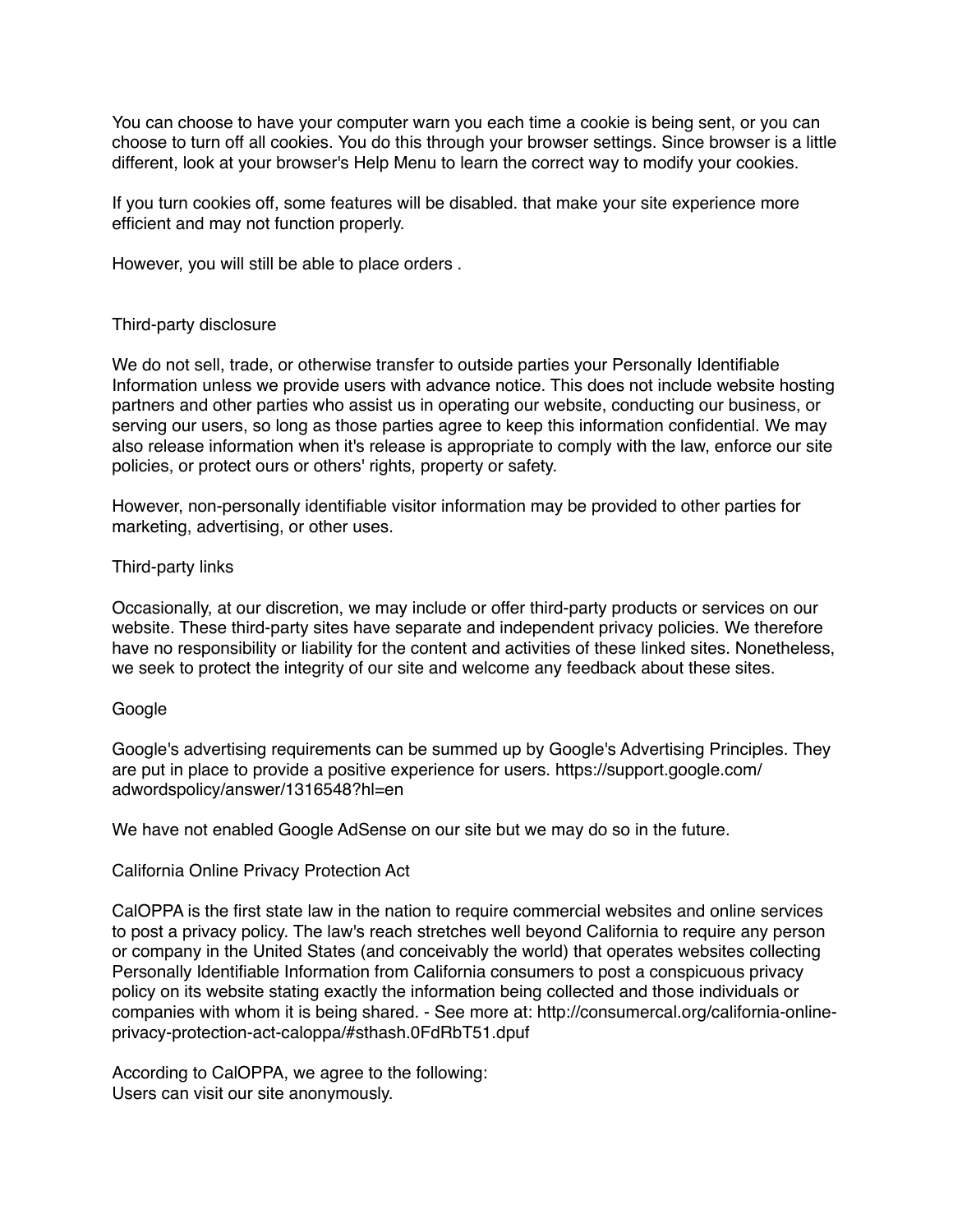You can choose to have your computer warn you each time a cookie is being sent, or you can choose to turn off all cookies. You do this through your browser settings. Since browser is a little different, look at your browser's Help Menu to learn the correct way to modify your cookies.

If you turn cookies off, some features will be disabled. that make your site experience more efficient and may not function properly.

However, you will still be able to place orders .

## Third-party disclosure

We do not sell, trade, or otherwise transfer to outside parties your Personally Identifiable Information unless we provide users with advance notice. This does not include website hosting partners and other parties who assist us in operating our website, conducting our business, or serving our users, so long as those parties agree to keep this information confidential. We may also release information when it's release is appropriate to comply with the law, enforce our site policies, or protect ours or others' rights, property or safety.

However, non-personally identifiable visitor information may be provided to other parties for marketing, advertising, or other uses.

## Third-party links

Occasionally, at our discretion, we may include or offer third-party products or services on our website. These third-party sites have separate and independent privacy policies. We therefore have no responsibility or liability for the content and activities of these linked sites. Nonetheless, we seek to protect the integrity of our site and welcome any feedback about these sites.

## Google

Google's advertising requirements can be summed up by Google's Advertising Principles. They are put in place to provide a positive experience for users. https://support.google.com/adwordspolicy/answer/1316548?hl=en

We have not enabled Google AdSense on our site but we may do so in the future.

## California Online Privacy Protection Act

CalOPPA is the first state law in the nation to require commercial websites and online services to post a privacy policy. The law's reach stretches well beyond California to require any person or company in the United States (and conceivably the world) that operates websites collecting Personally Identifiable Information from California consumers to post a conspicuous privacy policy on its website stating exactly the information being collected and those individuals or companies with whom it is being shared. - See more at: http://consumercal.org/california-online-privacy-protection-act-caloppa/#sthash.0FdRbT51.dpuf

According to CalOPPA, we agree to the following:
Users can visit our site anonymously.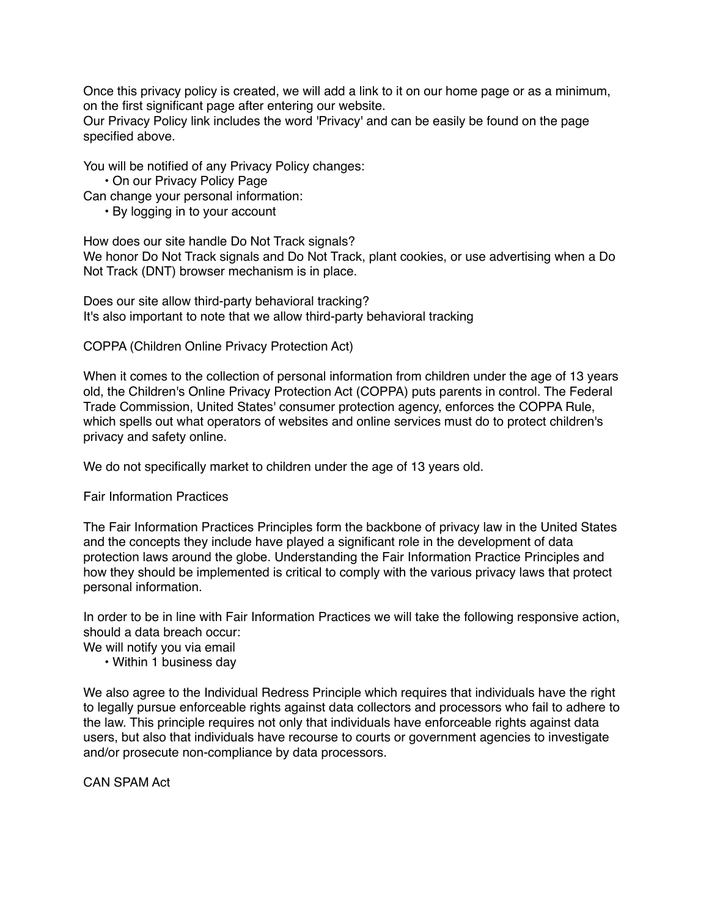Once this privacy policy is created, we will add a link to it on our home page or as a minimum, on the first significant page after entering our website.
Our Privacy Policy link includes the word 'Privacy' and can be easily be found on the page specified above.

You will be notified of any Privacy Policy changes:

- On our Privacy Policy Page

Can change your personal information:

- By logging in to your account

How does our site handle Do Not Track signals?
We honor Do Not Track signals and Do Not Track, plant cookies, or use advertising when a Do Not Track (DNT) browser mechanism is in place.

Does our site allow third-party behavioral tracking?
It's also important to note that we allow third-party behavioral tracking

COPPA (Children Online Privacy Protection Act)

When it comes to the collection of personal information from children under the age of 13 years old, the Children's Online Privacy Protection Act (COPPA) puts parents in control. The Federal Trade Commission, United States' consumer protection agency, enforces the COPPA Rule, which spells out what operators of websites and online services must do to protect children's privacy and safety online.

We do not specifically market to children under the age of 13 years old.

Fair Information Practices

The Fair Information Practices Principles form the backbone of privacy law in the United States and the concepts they include have played a significant role in the development of data protection laws around the globe. Understanding the Fair Information Practice Principles and how they should be implemented is critical to comply with the various privacy laws that protect personal information.

In order to be in line with Fair Information Practices we will take the following responsive action, should a data breach occur:
We will notify you via email

- Within 1 business day

We also agree to the Individual Redress Principle which requires that individuals have the right to legally pursue enforceable rights against data collectors and processors who fail to adhere to the law. This principle requires not only that individuals have enforceable rights against data users, but also that individuals have recourse to courts or government agencies to investigate and/or prosecute non-compliance by data processors.

CAN SPAM Act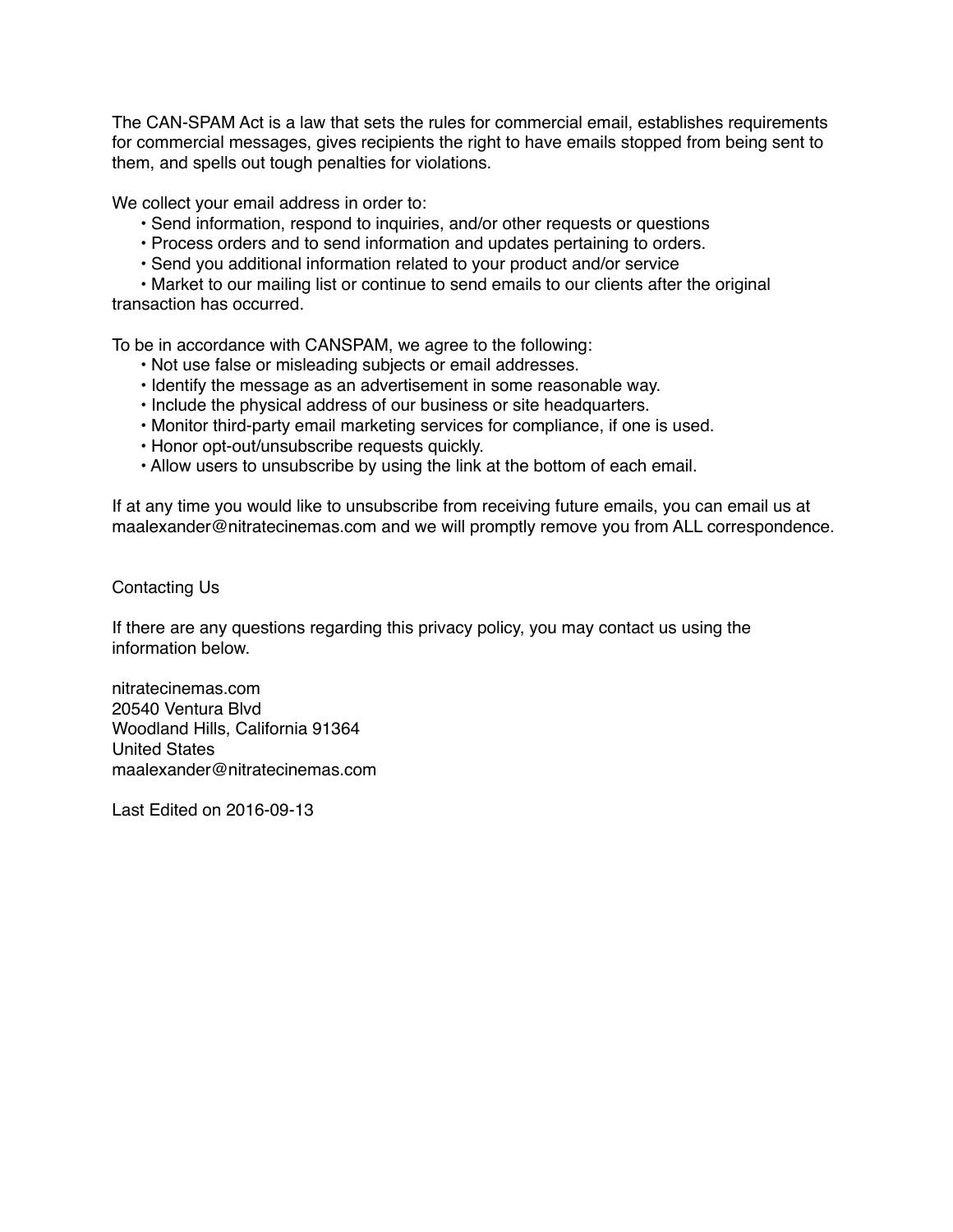The CAN-SPAM Act is a law that sets the rules for commercial email, establishes requirements for commercial messages, gives recipients the right to have emails stopped from being sent to them, and spells out tough penalties for violations.

We collect your email address in order to:

- Send information, respond to inquiries, and/or other requests or questions
- Process orders and to send information and updates pertaining to orders.
- Send you additional information related to your product and/or service
- Market to our mailing list or continue to send emails to our clients after the original transaction has occurred.

To be in accordance with CANSPAM, we agree to the following:

- Not use false or misleading subjects or email addresses.
- Identify the message as an advertisement in some reasonable way.
- Include the physical address of our business or site headquarters.
- Monitor third-party email marketing services for compliance, if one is used.
- Honor opt-out/unsubscribe requests quickly.
- Allow users to unsubscribe by using the link at the bottom of each email.

If at any time you would like to unsubscribe from receiving future emails, you can email us at maalexander@nitratecinemas.com and we will promptly remove you from ALL correspondence.

## Contacting Us

If there are any questions regarding this privacy policy, you may contact us using the information below.

nitratecinemas.com
20540 Ventura Blvd
Woodland Hills, California 91364
United States
maalexander@nitratecinemas.com

Last Edited on 2016-09-13